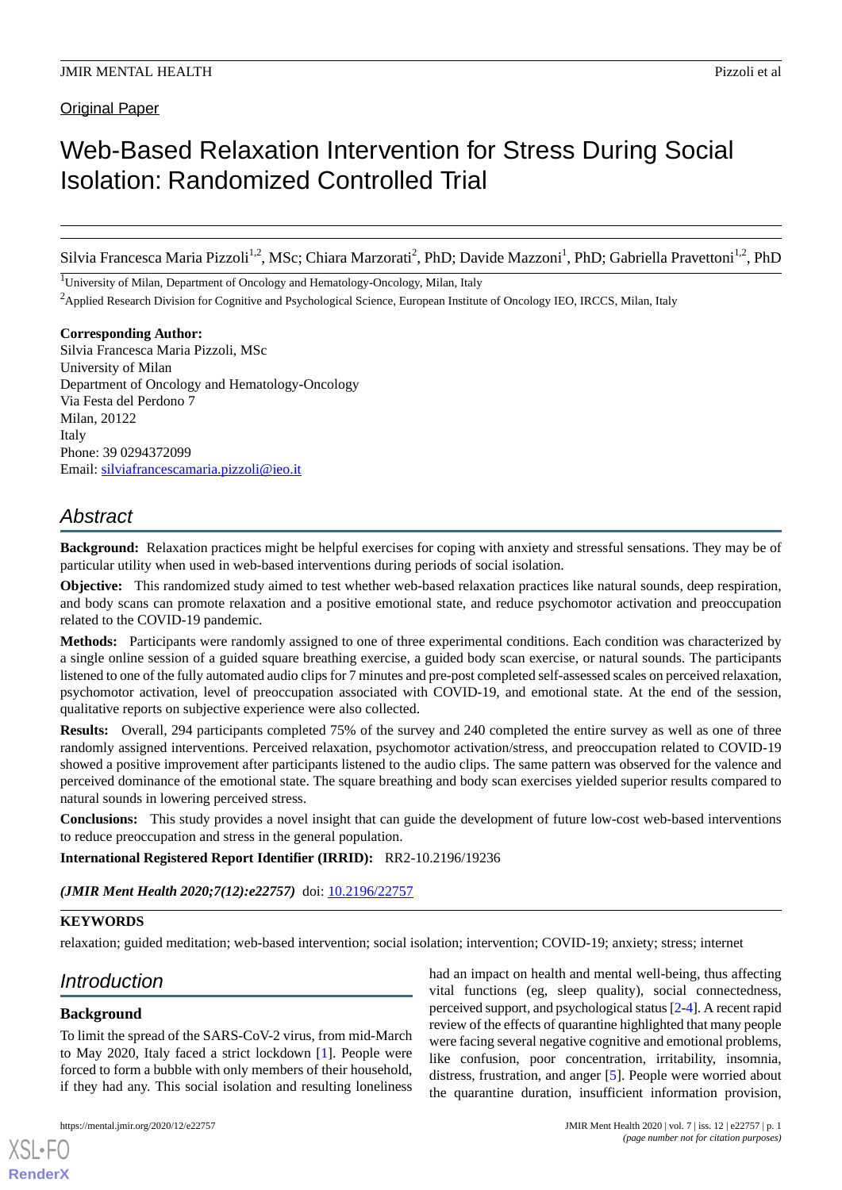Original Paper

# Web-Based Relaxation Intervention for Stress During Social Isolation: Randomized Controlled Trial

Silvia Francesca Maria Pizzoli[1,2], MSc; Chiara Marzorati[2], PhD; Davide Mazzoni[1], PhD; Gabriella Pravettoni[1,2], PhD

[1]University of Milan, Department of Oncology and Hematology-Oncology, Milan, Italy

[2]Applied Research Division for Cognitive and Psychological Science, European Institute of Oncology IEO, IRCCS, Milan, Italy

**Corresponding Author:**
Silvia Francesca Maria Pizzoli, MSc
University of Milan
Department of Oncology and Hematology-Oncology
Via Festa del Perdono 7
Milan, 20122
Italy
Phone: 39 0294372099
Email: silviafrancescamaria.pizzoli@ieo.it

## Abstract

**Background:** Relaxation practices might be helpful exercises for coping with anxiety and stressful sensations. They may be of particular utility when used in web-based interventions during periods of social isolation.

**Objective:** This randomized study aimed to test whether web-based relaxation practices like natural sounds, deep respiration, and body scans can promote relaxation and a positive emotional state, and reduce psychomotor activation and preoccupation related to the COVID-19 pandemic.

**Methods:** Participants were randomly assigned to one of three experimental conditions. Each condition was characterized by a single online session of a guided square breathing exercise, a guided body scan exercise, or natural sounds. The participants listened to one of the fully automated audio clips for 7 minutes and pre-post completed self-assessed scales on perceived relaxation, psychomotor activation, level of preoccupation associated with COVID-19, and emotional state. At the end of the session, qualitative reports on subjective experience were also collected.

**Results:** Overall, 294 participants completed 75% of the survey and 240 completed the entire survey as well as one of three randomly assigned interventions. Perceived relaxation, psychomotor activation/stress, and preoccupation related to COVID-19 showed a positive improvement after participants listened to the audio clips. The same pattern was observed for the valence and perceived dominance of the emotional state. The square breathing and body scan exercises yielded superior results compared to natural sounds in lowering perceived stress.

**Conclusions:** This study provides a novel insight that can guide the development of future low-cost web-based interventions to reduce preoccupation and stress in the general population.

**International Registered Report Identifier (IRRID):** RR2-10.2196/19236

***(JMIR Ment Health 2020;7(12):e22757)*** doi: 10.2196/22757

**KEYWORDS**

relaxation; guided meditation; web-based intervention; social isolation; intervention; COVID-19; anxiety; stress; internet

## Introduction

### Background

To limit the spread of the SARS-CoV-2 virus, from mid-March to May 2020, Italy faced a strict lockdown [1]. People were forced to form a bubble with only members of their household, if they had any. This social isolation and resulting loneliness had an impact on health and mental well-being, thus affecting vital functions (eg, sleep quality), social connectedness, perceived support, and psychological status [2-4]. A recent rapid review of the effects of quarantine highlighted that many people were facing several negative cognitive and emotional problems, like confusion, poor concentration, irritability, insomnia, distress, frustration, and anger [5]. People were worried about the quarantine duration, insufficient information provision,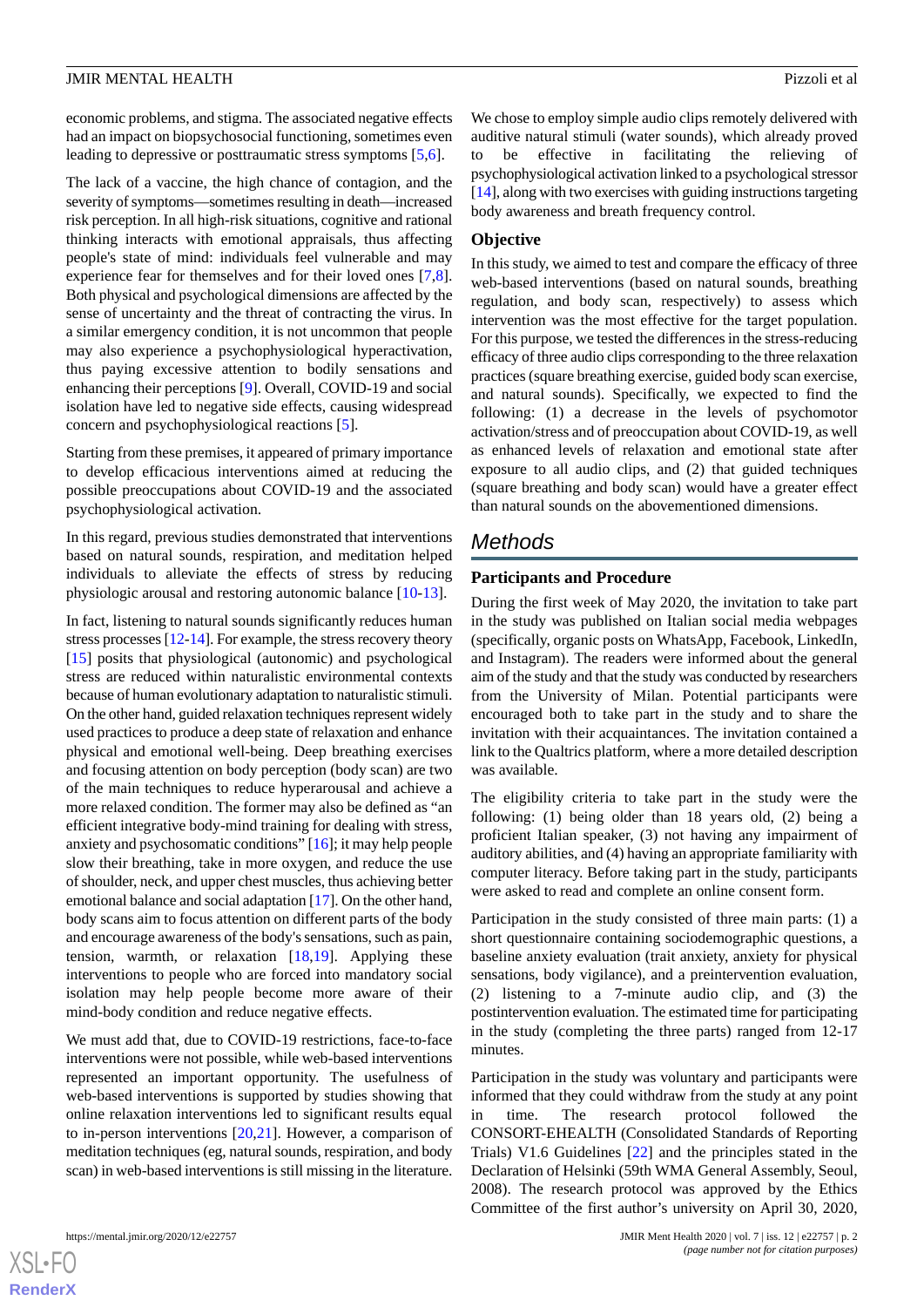economic problems, and stigma. The associated negative effects had an impact on biopsychosocial functioning, sometimes even leading to depressive or posttraumatic stress symptoms [5,6].

The lack of a vaccine, the high chance of contagion, and the severity of symptoms—sometimes resulting in death—increased risk perception. In all high-risk situations, cognitive and rational thinking interacts with emotional appraisals, thus affecting people's state of mind: individuals feel vulnerable and may experience fear for themselves and for their loved ones [7,8]. Both physical and psychological dimensions are affected by the sense of uncertainty and the threat of contracting the virus. In a similar emergency condition, it is not uncommon that people may also experience a psychophysiological hyperactivation, thus paying excessive attention to bodily sensations and enhancing their perceptions [9]. Overall, COVID-19 and social isolation have led to negative side effects, causing widespread concern and psychophysiological reactions [5].

Starting from these premises, it appeared of primary importance to develop efficacious interventions aimed at reducing the possible preoccupations about COVID-19 and the associated psychophysiological activation.

In this regard, previous studies demonstrated that interventions based on natural sounds, respiration, and meditation helped individuals to alleviate the effects of stress by reducing physiologic arousal and restoring autonomic balance [10-13].

In fact, listening to natural sounds significantly reduces human stress processes [12-14]. For example, the stress recovery theory [15] posits that physiological (autonomic) and psychological stress are reduced within naturalistic environmental contexts because of human evolutionary adaptation to naturalistic stimuli. On the other hand, guided relaxation techniques represent widely used practices to produce a deep state of relaxation and enhance physical and emotional well-being. Deep breathing exercises and focusing attention on body perception (body scan) are two of the main techniques to reduce hyperarousal and achieve a more relaxed condition. The former may also be defined as "an efficient integrative body-mind training for dealing with stress, anxiety and psychosomatic conditions" [16]; it may help people slow their breathing, take in more oxygen, and reduce the use of shoulder, neck, and upper chest muscles, thus achieving better emotional balance and social adaptation [17]. On the other hand, body scans aim to focus attention on different parts of the body and encourage awareness of the body's sensations, such as pain, tension, warmth, or relaxation [18,19]. Applying these interventions to people who are forced into mandatory social isolation may help people become more aware of their mind-body condition and reduce negative effects.

We must add that, due to COVID-19 restrictions, face-to-face interventions were not possible, while web-based interventions represented an important opportunity. The usefulness of web-based interventions is supported by studies showing that online relaxation interventions led to significant results equal to in-person interventions [20,21]. However, a comparison of meditation techniques (eg, natural sounds, respiration, and body scan) in web-based interventions is still missing in the literature.

We chose to employ simple audio clips remotely delivered with auditive natural stimuli (water sounds), which already proved to be effective in facilitating the relieving of psychophysiological activation linked to a psychological stressor [14], along with two exercises with guiding instructions targeting body awareness and breath frequency control.

### Objective

In this study, we aimed to test and compare the efficacy of three web-based interventions (based on natural sounds, breathing regulation, and body scan, respectively) to assess which intervention was the most effective for the target population. For this purpose, we tested the differences in the stress-reducing efficacy of three audio clips corresponding to the three relaxation practices (square breathing exercise, guided body scan exercise, and natural sounds). Specifically, we expected to find the following: (1) a decrease in the levels of psychomotor activation/stress and of preoccupation about COVID-19, as well as enhanced levels of relaxation and emotional state after exposure to all audio clips, and (2) that guided techniques (square breathing and body scan) would have a greater effect than natural sounds on the abovementioned dimensions.

## Methods

### Participants and Procedure

During the first week of May 2020, the invitation to take part in the study was published on Italian social media webpages (specifically, organic posts on WhatsApp, Facebook, LinkedIn, and Instagram). The readers were informed about the general aim of the study and that the study was conducted by researchers from the University of Milan. Potential participants were encouraged both to take part in the study and to share the invitation with their acquaintances. The invitation contained a link to the Qualtrics platform, where a more detailed description was available.

The eligibility criteria to take part in the study were the following: (1) being older than 18 years old, (2) being a proficient Italian speaker, (3) not having any impairment of auditory abilities, and (4) having an appropriate familiarity with computer literacy. Before taking part in the study, participants were asked to read and complete an online consent form.

Participation in the study consisted of three main parts: (1) a short questionnaire containing sociodemographic questions, a baseline anxiety evaluation (trait anxiety, anxiety for physical sensations, body vigilance), and a preintervention evaluation, (2) listening to a 7-minute audio clip, and (3) the postintervention evaluation. The estimated time for participating in the study (completing the three parts) ranged from 12-17 minutes.

Participation in the study was voluntary and participants were informed that they could withdraw from the study at any point in time. The research protocol followed the CONSORT-EHEALTH (Consolidated Standards of Reporting Trials) V1.6 Guidelines [22] and the principles stated in the Declaration of Helsinki (59th WMA General Assembly, Seoul, 2008). The research protocol was approved by the Ethics Committee of the first author's university on April 30, 2020,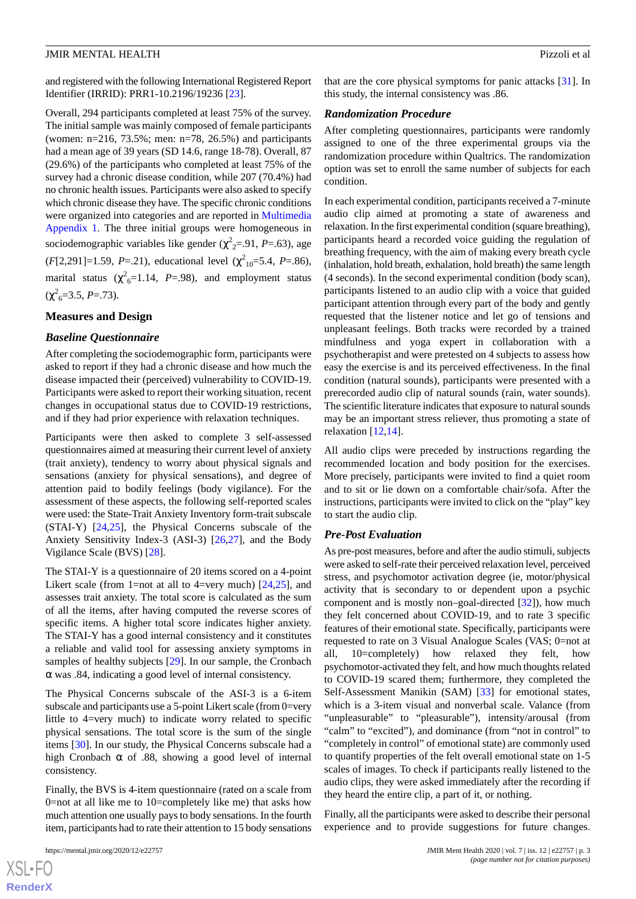and registered with the following International Registered Report Identifier (IRRID): PRR1-10.2196/19236 [23].

Overall, 294 participants completed at least 75% of the survey. The initial sample was mainly composed of female participants (women: n=216, 73.5%; men: n=78, 26.5%) and participants had a mean age of 39 years (SD 14.6, range 18-78). Overall, 87 (29.6%) of the participants who completed at least 75% of the survey had a chronic disease condition, while 207 (70.4%) had no chronic health issues. Participants were also asked to specify which chronic disease they have. The specific chronic conditions were organized into categories and are reported in Multimedia Appendix 1. The three initial groups were homogeneous in sociodemographic variables like gender ($\chi^2_2$=.91, *P*=.63), age (*F*[2,291]=1.59, *P*=.21), educational level ($\chi^2_{10}$=5.4, *P*=.86), marital status ($\chi^2_6$=1.14, *P*=.98), and employment status ($\chi^2_6$=3.5, *P*=.73).

## Measures and Design

### Baseline Questionnaire

After completing the sociodemographic form, participants were asked to report if they had a chronic disease and how much the disease impacted their (perceived) vulnerability to COVID-19. Participants were asked to report their working situation, recent changes in occupational status due to COVID-19 restrictions, and if they had prior experience with relaxation techniques.

Participants were then asked to complete 3 self-assessed questionnaires aimed at measuring their current level of anxiety (trait anxiety), tendency to worry about physical signals and sensations (anxiety for physical sensations), and degree of attention paid to bodily feelings (body vigilance). For the assessment of these aspects, the following self-reported scales were used: the State-Trait Anxiety Inventory form-trait subscale (STAI-Y) [24,25], the Physical Concerns subscale of the Anxiety Sensitivity Index-3 (ASI-3) [26,27], and the Body Vigilance Scale (BVS) [28].

The STAI-Y is a questionnaire of 20 items scored on a 4-point Likert scale (from 1=not at all to 4=very much) [24,25], and assesses trait anxiety. The total score is calculated as the sum of all the items, after having computed the reverse scores of specific items. A higher total score indicates higher anxiety. The STAI-Y has a good internal consistency and it constitutes a reliable and valid tool for assessing anxiety symptoms in samples of healthy subjects [29]. In our sample, the Cronbach α was .84, indicating a good level of internal consistency.

The Physical Concerns subscale of the ASI-3 is a 6-item subscale and participants use a 5-point Likert scale (from 0=very little to 4=very much) to indicate worry related to specific physical sensations. The total score is the sum of the single items [30]. In our study, the Physical Concerns subscale had a high Cronbach α of .88, showing a good level of internal consistency.

Finally, the BVS is 4-item questionnaire (rated on a scale from 0=not at all like me to 10=completely like me) that asks how much attention one usually pays to body sensations. In the fourth item, participants had to rate their attention to 15 body sensations that are the core physical symptoms for panic attacks [31]. In this study, the internal consistency was .86.

### Randomization Procedure

After completing questionnaires, participants were randomly assigned to one of the three experimental groups via the randomization procedure within Qualtrics. The randomization option was set to enroll the same number of subjects for each condition.

In each experimental condition, participants received a 7-minute audio clip aimed at promoting a state of awareness and relaxation. In the first experimental condition (square breathing), participants heard a recorded voice guiding the regulation of breathing frequency, with the aim of making every breath cycle (inhalation, hold breath, exhalation, hold breath) the same length (4 seconds). In the second experimental condition (body scan), participants listened to an audio clip with a voice that guided participant attention through every part of the body and gently requested that the listener notice and let go of tensions and unpleasant feelings. Both tracks were recorded by a trained mindfulness and yoga expert in collaboration with a psychotherapist and were pretested on 4 subjects to assess how easy the exercise is and its perceived effectiveness. In the final condition (natural sounds), participants were presented with a prerecorded audio clip of natural sounds (rain, water sounds). The scientific literature indicates that exposure to natural sounds may be an important stress reliever, thus promoting a state of relaxation [12,14].

All audio clips were preceded by instructions regarding the recommended location and body position for the exercises. More precisely, participants were invited to find a quiet room and to sit or lie down on a comfortable chair/sofa. After the instructions, participants were invited to click on the "play" key to start the audio clip.

### Pre-Post Evaluation

As pre-post measures, before and after the audio stimuli, subjects were asked to self-rate their perceived relaxation level, perceived stress, and psychomotor activation degree (ie, motor/physical activity that is secondary to or dependent upon a psychic component and is mostly non–goal-directed [32]), how much they felt concerned about COVID-19, and to rate 3 specific features of their emotional state. Specifically, participants were requested to rate on 3 Visual Analogue Scales (VAS; 0=not at all, 10=completely) how relaxed they felt, how psychomotor-activated they felt, and how much thoughts related to COVID-19 scared them; furthermore, they completed the Self-Assessment Manikin (SAM) [33] for emotional states, which is a 3-item visual and nonverbal scale. Valance (from "unpleasurable" to "pleasurable"), intensity/arousal (from "calm" to "excited"), and dominance (from "not in control" to "completely in control" of emotional state) are commonly used to quantify properties of the felt overall emotional state on 1-5 scales of images. To check if participants really listened to the audio clips, they were asked immediately after the recording if they heard the entire clip, a part of it, or nothing.

Finally, all the participants were asked to describe their personal experience and to provide suggestions for future changes.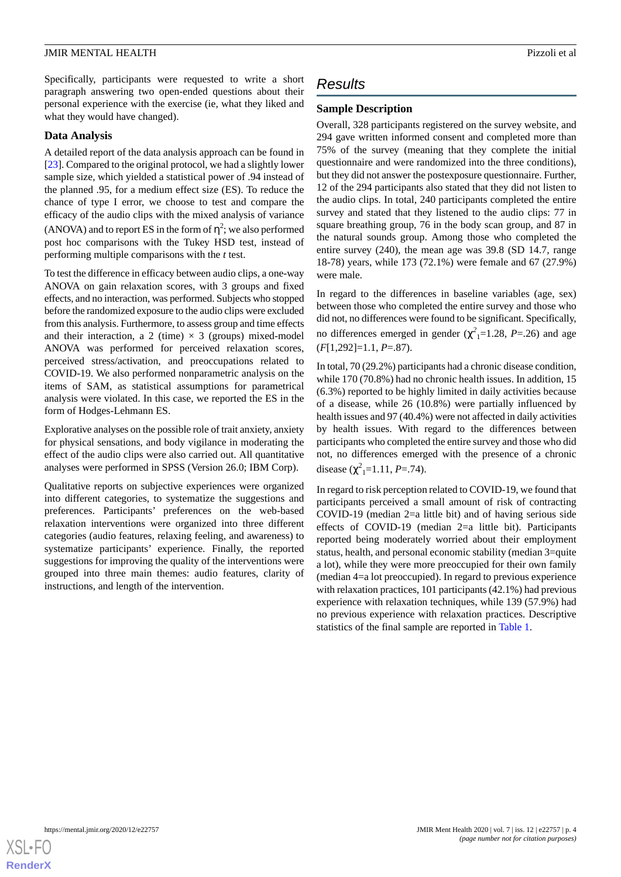Specifically, participants were requested to write a short paragraph answering two open-ended questions about their personal experience with the exercise (ie, what they liked and what they would have changed).

### Data Analysis

A detailed report of the data analysis approach can be found in [23]. Compared to the original protocol, we had a slightly lower sample size, which yielded a statistical power of .94 instead of the planned .95, for a medium effect size (ES). To reduce the chance of type I error, we choose to test and compare the efficacy of the audio clips with the mixed analysis of variance (ANOVA) and to report ES in the form of $\eta^2$; we also performed post hoc comparisons with the Tukey HSD test, instead of performing multiple comparisons with the *t* test.

To test the difference in efficacy between audio clips, a one-way ANOVA on gain relaxation scores, with 3 groups and fixed effects, and no interaction, was performed. Subjects who stopped before the randomized exposure to the audio clips were excluded from this analysis. Furthermore, to assess group and time effects and their interaction, a 2 (time) × 3 (groups) mixed-model ANOVA was performed for perceived relaxation scores, perceived stress/activation, and preoccupations related to COVID-19. We also performed nonparametric analysis on the items of SAM, as statistical assumptions for parametrical analysis were violated. In this case, we reported the ES in the form of Hodges-Lehmann ES.

Explorative analyses on the possible role of trait anxiety, anxiety for physical sensations, and body vigilance in moderating the effect of the audio clips were also carried out. All quantitative analyses were performed in SPSS (Version 26.0; IBM Corp).

Qualitative reports on subjective experiences were organized into different categories, to systematize the suggestions and preferences. Participants' preferences on the web-based relaxation interventions were organized into three different categories (audio features, relaxing feeling, and awareness) to systematize participants' experience. Finally, the reported suggestions for improving the quality of the interventions were grouped into three main themes: audio features, clarity of instructions, and length of the intervention.

## Results

### Sample Description

Overall, 328 participants registered on the survey website, and 294 gave written informed consent and completed more than 75% of the survey (meaning that they complete the initial questionnaire and were randomized into the three conditions), but they did not answer the postexposure questionnaire. Further, 12 of the 294 participants also stated that they did not listen to the audio clips. In total, 240 participants completed the entire survey and stated that they listened to the audio clips: 77 in square breathing group, 76 in the body scan group, and 87 in the natural sounds group. Among those who completed the entire survey (240), the mean age was 39.8 (SD 14.7, range 18-78) years, while 173 (72.1%) were female and 67 (27.9%) were male.

In regard to the differences in baseline variables (age, sex) between those who completed the entire survey and those who did not, no differences were found to be significant. Specifically, no differences emerged in gender ($\chi^2_1$=1.28, *P*=.26) and age (*F*[1,292]=1.1, *P*=.87).

In total, 70 (29.2%) participants had a chronic disease condition, while 170 (70.8%) had no chronic health issues. In addition, 15 (6.3%) reported to be highly limited in daily activities because of a disease, while 26 (10.8%) were partially influenced by health issues and 97 (40.4%) were not affected in daily activities by health issues. With regard to the differences between participants who completed the entire survey and those who did not, no differences emerged with the presence of a chronic disease ($\chi^2_1$=1.11, *P*=.74).

In regard to risk perception related to COVID-19, we found that participants perceived a small amount of risk of contracting COVID-19 (median 2=a little bit) and of having serious side effects of COVID-19 (median 2=a little bit). Participants reported being moderately worried about their employment status, health, and personal economic stability (median 3=quite a lot), while they were more preoccupied for their own family (median 4=a lot preoccupied). In regard to previous experience with relaxation practices, 101 participants (42.1%) had previous experience with relaxation techniques, while 139 (57.9%) had no previous experience with relaxation practices. Descriptive statistics of the final sample are reported in Table 1.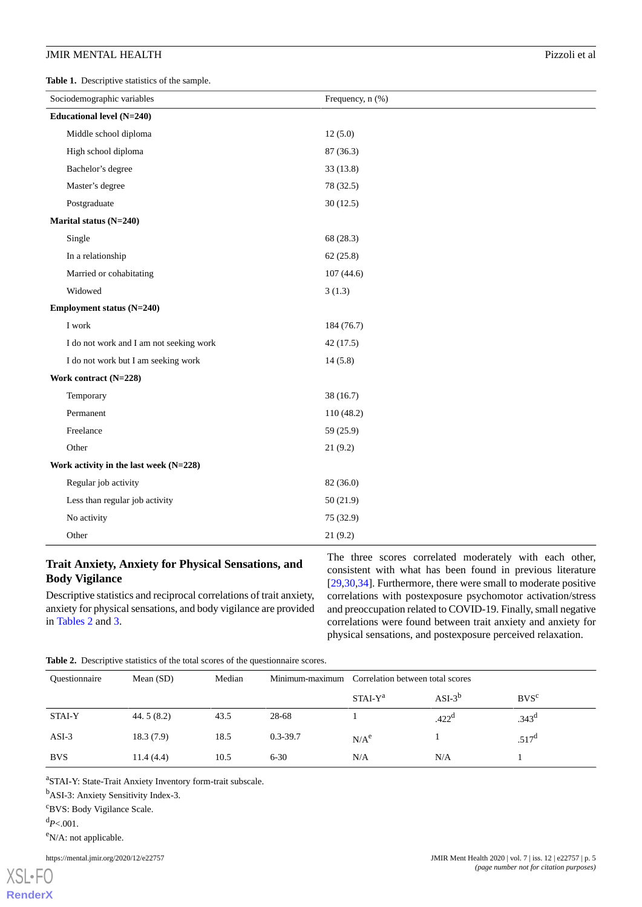**Table 1.** Descriptive statistics of the sample.

| Sociodemographic variables | Frequency, n (%) |
|---|---|
| **Educational level (N=240)** | |
| Middle school diploma | 12 (5.0) |
| High school diploma | 87 (36.3) |
| Bachelor's degree | 33 (13.8) |
| Master's degree | 78 (32.5) |
| Postgraduate | 30 (12.5) |
| **Marital status (N=240)** | |
| Single | 68 (28.3) |
| In a relationship | 62 (25.8) |
| Married or cohabitating | 107 (44.6) |
| Widowed | 3 (1.3) |
| **Employment status (N=240)** | |
| I work | 184 (76.7) |
| I do not work and I am not seeking work | 42 (17.5) |
| I do not work but I am seeking work | 14 (5.8) |
| **Work contract (N=228)** | |
| Temporary | 38 (16.7) |
| Permanent | 110 (48.2) |
| Freelance | 59 (25.9) |
| Other | 21 (9.2) |
| **Work activity in the last week (N=228)** | |
| Regular job activity | 82 (36.0) |
| Less than regular job activity | 50 (21.9) |
| No activity | 75 (32.9) |
| Other | 21 (9.2) |

### Trait Anxiety, Anxiety for Physical Sensations, and Body Vigilance

Descriptive statistics and reciprocal correlations of trait anxiety, anxiety for physical sensations, and body vigilance are provided in Tables 2 and 3.

The three scores correlated moderately with each other, consistent with what has been found in previous literature [29,30,34]. Furthermore, there were small to moderate positive correlations with postexposure psychomotor activation/stress and preoccupation related to COVID-19. Finally, small negative correlations were found between trait anxiety and anxiety for physical sensations, and postexposure perceived relaxation.

**Table 2.** Descriptive statistics of the total scores of the questionnaire scores.

| Questionnaire | Mean (SD) | Median | Minimum-maximum | Correlation between total scores | | |
|---|---|---|---|---|---|---|
| | | | | STAI-Y[a] | ASI-3[b] | BVS[c] |
| STAI-Y | 44. 5 (8.2) | 43.5 | 28-68 | 1 | .422[d] | .343[d] |
| ASI-3 | 18.3 (7.9) | 18.5 | 0.3-39.7 | N/A[e] | 1 | .517[d] |
| BVS | 11.4 (4.4) | 10.5 | 6-30 | N/A | N/A | 1 |

[a]STAI-Y: State-Trait Anxiety Inventory form-trait subscale.

[b]ASI-3: Anxiety Sensitivity Index-3.

[c]BVS: Body Vigilance Scale.

[d]$P<.001$.

[e]N/A: not applicable.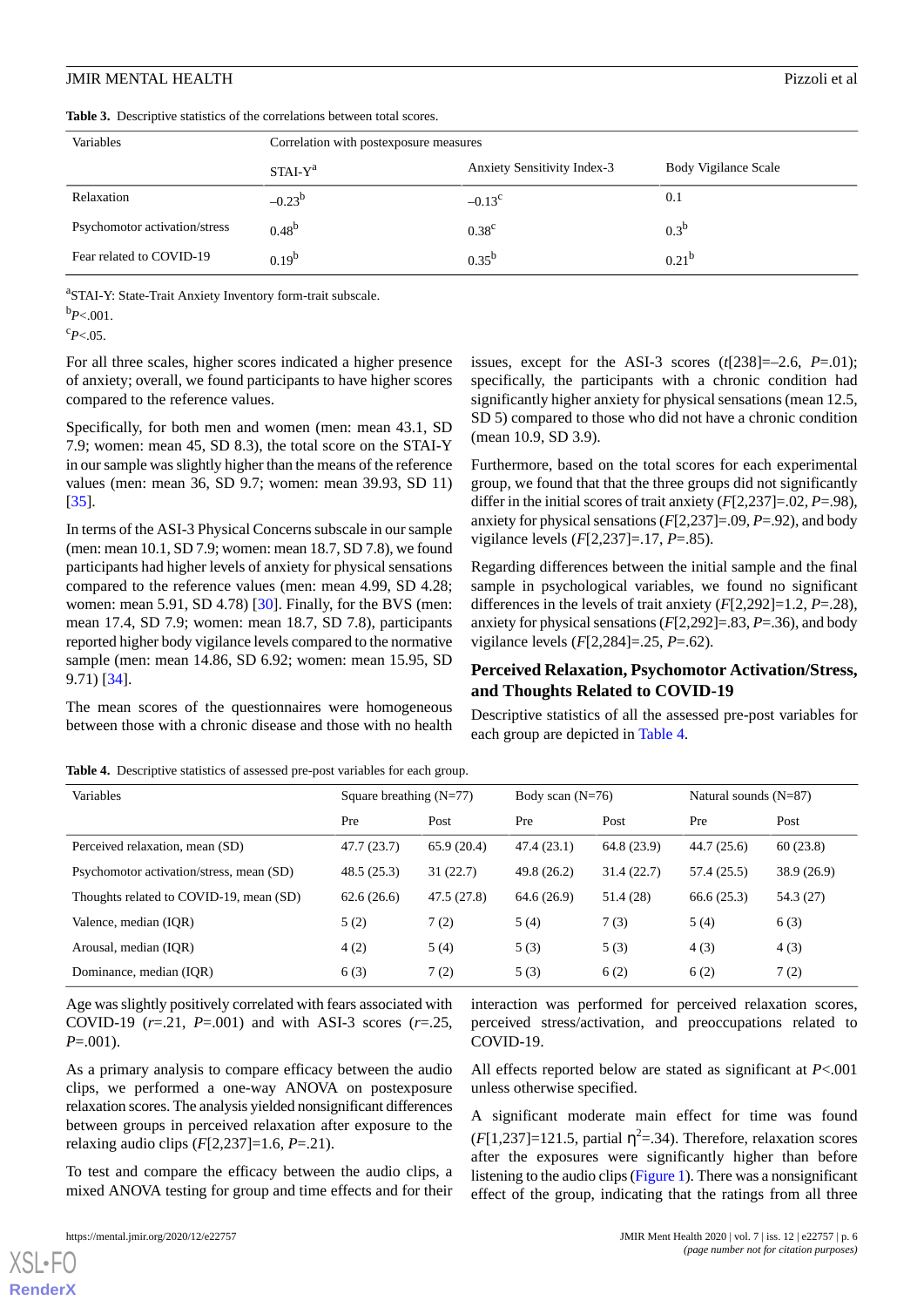**Table 3.** Descriptive statistics of the correlations between total scores.

| Variables | Correlation with postexposure measures | | |
|---|---|---|---|
| | STAI-Y[a] | Anxiety Sensitivity Index-3 | Body Vigilance Scale |
| Relaxation | –0.23[b] | –0.13[c] | 0.1 |
| Psychomotor activation/stress | 0.48[b] | 0.38[c] | 0.3[b] |
| Fear related to COVID-19 | 0.19[b] | 0.35[b] | 0.21[b] |

[a]STAI-Y: State-Trait Anxiety Inventory form-trait subscale.

[b]*P*<.001.

[c]*P*<.05.

For all three scales, higher scores indicated a higher presence of anxiety; overall, we found participants to have higher scores compared to the reference values.

Specifically, for both men and women (men: mean 43.1, SD 7.9; women: mean 45, SD 8.3), the total score on the STAI-Y in our sample was slightly higher than the means of the reference values (men: mean 36, SD 9.7; women: mean 39.93, SD 11) [35].

In terms of the ASI-3 Physical Concerns subscale in our sample (men: mean 10.1, SD 7.9; women: mean 18.7, SD 7.8), we found participants had higher levels of anxiety for physical sensations compared to the reference values (men: mean 4.99, SD 4.28; women: mean 5.91, SD 4.78) [30]. Finally, for the BVS (men: mean 17.4, SD 7.9; women: mean 18.7, SD 7.8), participants reported higher body vigilance levels compared to the normative sample (men: mean 14.86, SD 6.92; women: mean 15.95, SD 9.71) [34].

The mean scores of the questionnaires were homogeneous between those with a chronic disease and those with no health issues, except for the ASI-3 scores ($t[238]=–2.6$, $P=.01$); specifically, the participants with a chronic condition had significantly higher anxiety for physical sensations (mean 12.5, SD 5) compared to those who did not have a chronic condition (mean 10.9, SD 3.9).

Furthermore, based on the total scores for each experimental group, we found that that the three groups did not significantly differ in the initial scores of trait anxiety ($F[2,237]=.02$, $P=.98$), anxiety for physical sensations ($F[2,237]=.09$, $P=.92$), and body vigilance levels ($F[2,237]=.17$, $P=.85$).

Regarding differences between the initial sample and the final sample in psychological variables, we found no significant differences in the levels of trait anxiety ($F[2,292]=1.2$, $P=.28$), anxiety for physical sensations ($F[2,292]=.83$, $P=.36$), and body vigilance levels ($F[2,284]=.25$, $P=.62$).

## Perceived Relaxation, Psychomotor Activation/Stress, and Thoughts Related to COVID-19

Descriptive statistics of all the assessed pre-post variables for each group are depicted in Table 4.

**Table 4.** Descriptive statistics of assessed pre-post variables for each group.

| Variables | Square breathing (N=77) | | Body scan (N=76) | | Natural sounds (N=87) | |
|---|---|---|---|---|---|---|
| | Pre | Post | Pre | Post | Pre | Post |
| Perceived relaxation, mean (SD) | 47.7 (23.7) | 65.9 (20.4) | 47.4 (23.1) | 64.8 (23.9) | 44.7 (25.6) | 60 (23.8) |
| Psychomotor activation/stress, mean (SD) | 48.5 (25.3) | 31 (22.7) | 49.8 (26.2) | 31.4 (22.7) | 57.4 (25.5) | 38.9 (26.9) |
| Thoughts related to COVID-19, mean (SD) | 62.6 (26.6) | 47.5 (27.8) | 64.6 (26.9) | 51.4 (28) | 66.6 (25.3) | 54.3 (27) |
| Valence, median (IQR) | 5 (2) | 7 (2) | 5 (4) | 7 (3) | 5 (4) | 6 (3) |
| Arousal, median (IQR) | 4 (2) | 5 (4) | 5 (3) | 5 (3) | 4 (3) | 4 (3) |
| Dominance, median (IQR) | 6 (3) | 7 (2) | 5 (3) | 6 (2) | 6 (2) | 7 (2) |

Age was slightly positively correlated with fears associated with COVID-19 ($r=.21$, $P=.001$) and with ASI-3 scores ($r=.25$, $P=.001$).

As a primary analysis to compare efficacy between the audio clips, we performed a one-way ANOVA on postexposure relaxation scores. The analysis yielded nonsignificant differences between groups in perceived relaxation after exposure to the relaxing audio clips ($F[2,237]=1.6$, $P=.21$).

To test and compare the efficacy between the audio clips, a mixed ANOVA testing for group and time effects and for their interaction was performed for perceived relaxation scores, perceived stress/activation, and preoccupations related to COVID-19.

All effects reported below are stated as significant at $P<.001$ unless otherwise specified.

A significant moderate main effect for time was found ($F[1,237]=121.5$, partial $\eta^2=.34$). Therefore, relaxation scores after the exposures were significantly higher than before listening to the audio clips (Figure 1). There was a nonsignificant effect of the group, indicating that the ratings from all three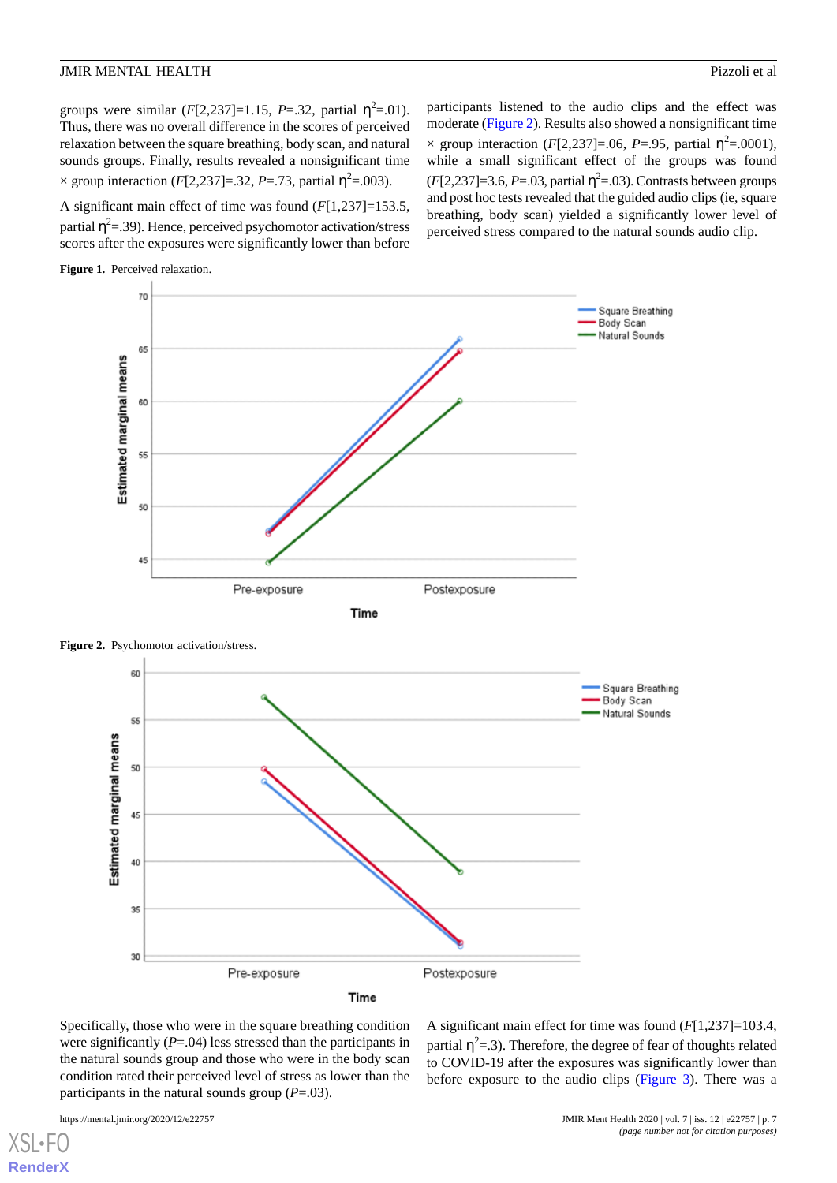groups were similar ($F$[2,237]=1.15, $P$=.32, partial $\eta^2$=.01). Thus, there was no overall difference in the scores of perceived relaxation between the square breathing, body scan, and natural sounds groups. Finally, results revealed a nonsignificant time × group interaction ($F$[2,237]=.32, $P$=.73, partial $\eta^2$=.003).

A significant main effect of time was found ($F$[1,237]=153.5, partial $\eta^2$=.39). Hence, perceived psychomotor activation/stress scores after the exposures were significantly lower than before participants listened to the audio clips and the effect was moderate (Figure 2). Results also showed a nonsignificant time × group interaction ($F$[2,237]=.06, $P$=.95, partial $\eta^2$=.0001), while a small significant effect of the groups was found ($F$[2,237]=3.6, $P$=.03, partial $\eta^2$=.03). Contrasts between groups and post hoc tests revealed that the guided audio clips (ie, square breathing, body scan) yielded a significantly lower level of perceived stress compared to the natural sounds audio clip.

**Figure 1.** Perceived relaxation.

**Figure 2.** Psychomotor activation/stress.

Specifically, those who were in the square breathing condition were significantly ($P$=.04) less stressed than the participants in the natural sounds group and those who were in the body scan condition rated their perceived level of stress as lower than the participants in the natural sounds group ($P$=.03).

A significant main effect for time was found ($F$[1,237]=103.4, partial $\eta^2$=.3). Therefore, the degree of fear of thoughts related to COVID-19 after the exposures was significantly lower than before exposure to the audio clips (Figure 3). There was a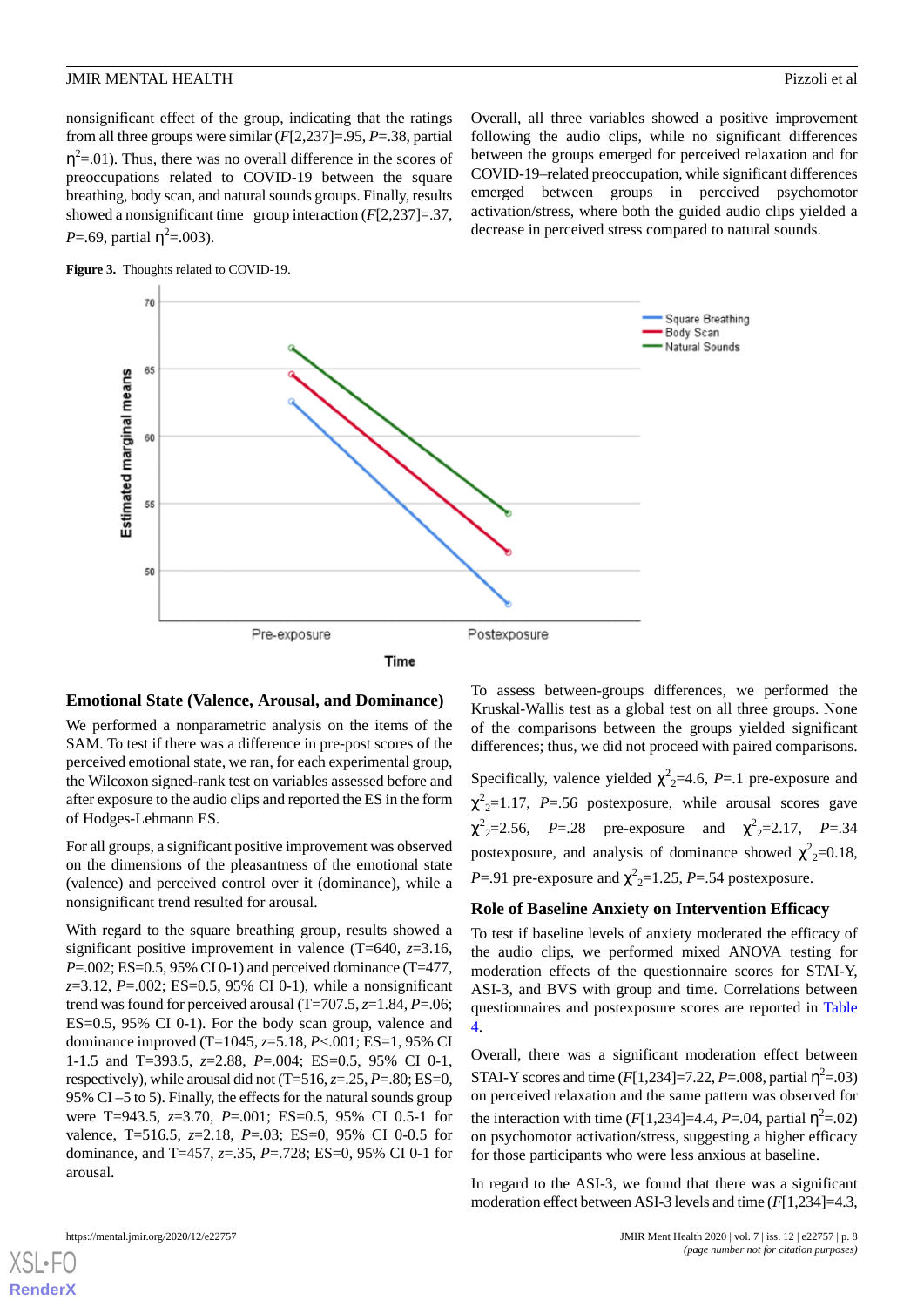nonsignificant effect of the group, indicating that the ratings from all three groups were similar ($F$[2,237]=.95, $P$=.38, partial $\eta^2$=.01). Thus, there was no overall difference in the scores of preoccupations related to COVID-19 between the square breathing, body scan, and natural sounds groups. Finally, results showed a nonsignificant time group interaction ($F$[2,237]=.37, $P$=.69, partial $\eta^2$=.003).

**Figure 3.** Thoughts related to COVID-19.

Overall, all three variables showed a positive improvement following the audio clips, while no significant differences between the groups emerged for perceived relaxation and for COVID-19–related preoccupation, while significant differences emerged between groups in perceived psychomotor activation/stress, where both the guided audio clips yielded a decrease in perceived stress compared to natural sounds.

### Emotional State (Valence, Arousal, and Dominance)

We performed a nonparametric analysis on the items of the SAM. To test if there was a difference in pre-post scores of the perceived emotional state, we ran, for each experimental group, the Wilcoxon signed-rank test on variables assessed before and after exposure to the audio clips and reported the ES in the form of Hodges-Lehmann ES.

For all groups, a significant positive improvement was observed on the dimensions of the pleasantness of the emotional state (valence) and perceived control over it (dominance), while a nonsignificant trend resulted for arousal.

With regard to the square breathing group, results showed a significant positive improvement in valence (T=640, $z$=3.16, $P$=.002; ES=0.5, 95% CI 0-1) and perceived dominance (T=477, $z$=3.12, $P$=.002; ES=0.5, 95% CI 0-1), while a nonsignificant trend was found for perceived arousal (T=707.5, $z$=1.84, $P$=.06; ES=0.5, 95% CI 0-1). For the body scan group, valence and dominance improved (T=1045, $z$=5.18, $P$<.001; ES=1, 95% CI 1-1.5 and T=393.5, $z$=2.88, $P$=.004; ES=0.5, 95% CI 0-1, respectively), while arousal did not (T=516, $z$=.25, $P$=.80; ES=0, 95% CI –5 to 5). Finally, the effects for the natural sounds group were T=943.5, $z$=3.70, $P$=.001; ES=0.5, 95% CI 0.5-1 for valence, T=516.5, $z$=2.18, $P$=.03; ES=0, 95% CI 0-0.5 for dominance, and T=457, $z$=.35, $P$=.728; ES=0, 95% CI 0-1 for arousal.

To assess between-groups differences, we performed the Kruskal-Wallis test as a global test on all three groups. None of the comparisons between the groups yielded significant differences; thus, we did not proceed with paired comparisons.

Specifically, valence yielded $\chi^2_2$=4.6, $P$=.1 pre-exposure and $\chi^2_2$=1.17, $P$=.56 postexposure, while arousal scores gave $\chi^2_2$=2.56, $P$=.28 pre-exposure and $\chi^2_2$=2.17, $P$=.34 postexposure, and analysis of dominance showed $\chi^2_2$=0.18, $P$=.91 pre-exposure and $\chi^2_2$=1.25, $P$=.54 postexposure.

### Role of Baseline Anxiety on Intervention Efficacy

To test if baseline levels of anxiety moderated the efficacy of the audio clips, we performed mixed ANOVA testing for moderation effects of the questionnaire scores for STAI-Y, ASI-3, and BVS with group and time. Correlations between questionnaires and postexposure scores are reported in Table 4.

Overall, there was a significant moderation effect between STAI-Y scores and time ($F$[1,234]=7.22, $P$=.008, partial $\eta^2$=.03) on perceived relaxation and the same pattern was observed for the interaction with time ($F$[1,234]=4.4, $P$=.04, partial $\eta^2$=.02) on psychomotor activation/stress, suggesting a higher efficacy for those participants who were less anxious at baseline.

In regard to the ASI-3, we found that there was a significant moderation effect between ASI-3 levels and time ($F$[1,234]=4.3,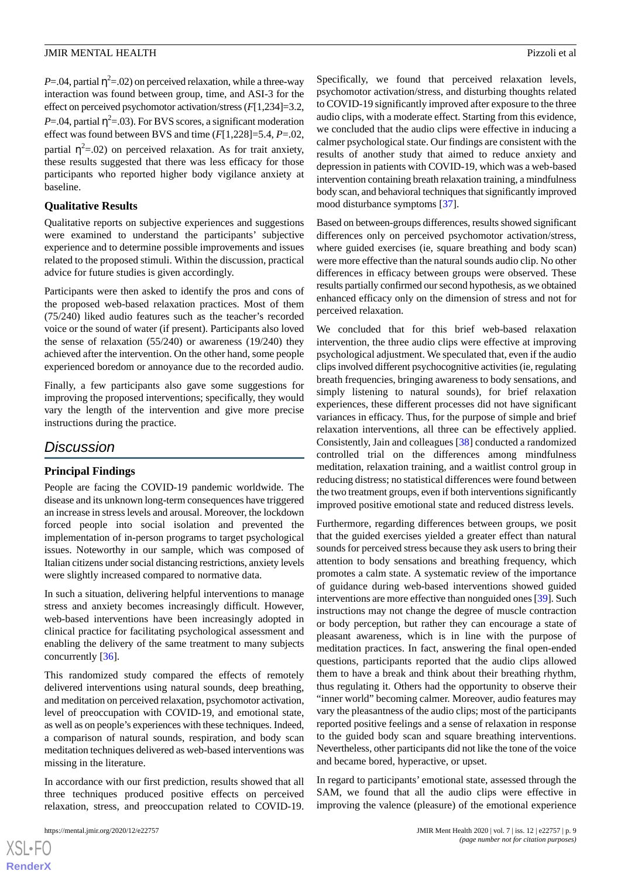$P$=.04, partial $\eta^2$=.02) on perceived relaxation, while a three-way interaction was found between group, time, and ASI-3 for the effect on perceived psychomotor activation/stress ($F$[1,234]=3.2, $P$=.04, partial $\eta^2$=.03). For BVS scores, a significant moderation effect was found between BVS and time ($F$[1,228]=5.4, $P$=.02, partial $\eta^2$=.02) on perceived relaxation. As for trait anxiety, these results suggested that there was less efficacy for those participants who reported higher body vigilance anxiety at baseline.

### Qualitative Results

Qualitative reports on subjective experiences and suggestions were examined to understand the participants' subjective experience and to determine possible improvements and issues related to the proposed stimuli. Within the discussion, practical advice for future studies is given accordingly.

Participants were then asked to identify the pros and cons of the proposed web-based relaxation practices. Most of them (75/240) liked audio features such as the teacher's recorded voice or the sound of water (if present). Participants also loved the sense of relaxation (55/240) or awareness (19/240) they achieved after the intervention. On the other hand, some people experienced boredom or annoyance due to the recorded audio.

Finally, a few participants also gave some suggestions for improving the proposed interventions; specifically, they would vary the length of the intervention and give more precise instructions during the practice.

## Discussion

### Principal Findings

People are facing the COVID-19 pandemic worldwide. The disease and its unknown long-term consequences have triggered an increase in stress levels and arousal. Moreover, the lockdown forced people into social isolation and prevented the implementation of in-person programs to target psychological issues. Noteworthy in our sample, which was composed of Italian citizens under social distancing restrictions, anxiety levels were slightly increased compared to normative data.

In such a situation, delivering helpful interventions to manage stress and anxiety becomes increasingly difficult. However, web-based interventions have been increasingly adopted in clinical practice for facilitating psychological assessment and enabling the delivery of the same treatment to many subjects concurrently [36].

This randomized study compared the effects of remotely delivered interventions using natural sounds, deep breathing, and meditation on perceived relaxation, psychomotor activation, level of preoccupation with COVID-19, and emotional state, as well as on people's experiences with these techniques. Indeed, a comparison of natural sounds, respiration, and body scan meditation techniques delivered as web-based interventions was missing in the literature.

In accordance with our first prediction, results showed that all three techniques produced positive effects on perceived relaxation, stress, and preoccupation related to COVID-19. Specifically, we found that perceived relaxation levels, psychomotor activation/stress, and disturbing thoughts related to COVID-19 significantly improved after exposure to the three audio clips, with a moderate effect. Starting from this evidence, we concluded that the audio clips were effective in inducing a calmer psychological state. Our findings are consistent with the results of another study that aimed to reduce anxiety and depression in patients with COVID-19, which was a web-based intervention containing breath relaxation training, a mindfulness body scan, and behavioral techniques that significantly improved mood disturbance symptoms [37].

Based on between-groups differences, results showed significant differences only on perceived psychomotor activation/stress, where guided exercises (ie, square breathing and body scan) were more effective than the natural sounds audio clip. No other differences in efficacy between groups were observed. These results partially confirmed our second hypothesis, as we obtained enhanced efficacy only on the dimension of stress and not for perceived relaxation.

We concluded that for this brief web-based relaxation intervention, the three audio clips were effective at improving psychological adjustment. We speculated that, even if the audio clips involved different psychocognitive activities (ie, regulating breath frequencies, bringing awareness to body sensations, and simply listening to natural sounds), for brief relaxation experiences, these different processes did not have significant variances in efficacy. Thus, for the purpose of simple and brief relaxation interventions, all three can be effectively applied. Consistently, Jain and colleagues [38] conducted a randomized controlled trial on the differences among mindfulness meditation, relaxation training, and a waitlist control group in reducing distress; no statistical differences were found between the two treatment groups, even if both interventions significantly improved positive emotional state and reduced distress levels.

Furthermore, regarding differences between groups, we posit that the guided exercises yielded a greater effect than natural sounds for perceived stress because they ask users to bring their attention to body sensations and breathing frequency, which promotes a calm state. A systematic review of the importance of guidance during web-based interventions showed guided interventions are more effective than nonguided ones [39]. Such instructions may not change the degree of muscle contraction or body perception, but rather they can encourage a state of pleasant awareness, which is in line with the purpose of meditation practices. In fact, answering the final open-ended questions, participants reported that the audio clips allowed them to have a break and think about their breathing rhythm, thus regulating it. Others had the opportunity to observe their "inner world" becoming calmer. Moreover, audio features may vary the pleasantness of the audio clips; most of the participants reported positive feelings and a sense of relaxation in response to the guided body scan and square breathing interventions. Nevertheless, other participants did not like the tone of the voice and became bored, hyperactive, or upset.

In regard to participants' emotional state, assessed through the SAM, we found that all the audio clips were effective in improving the valence (pleasure) of the emotional experience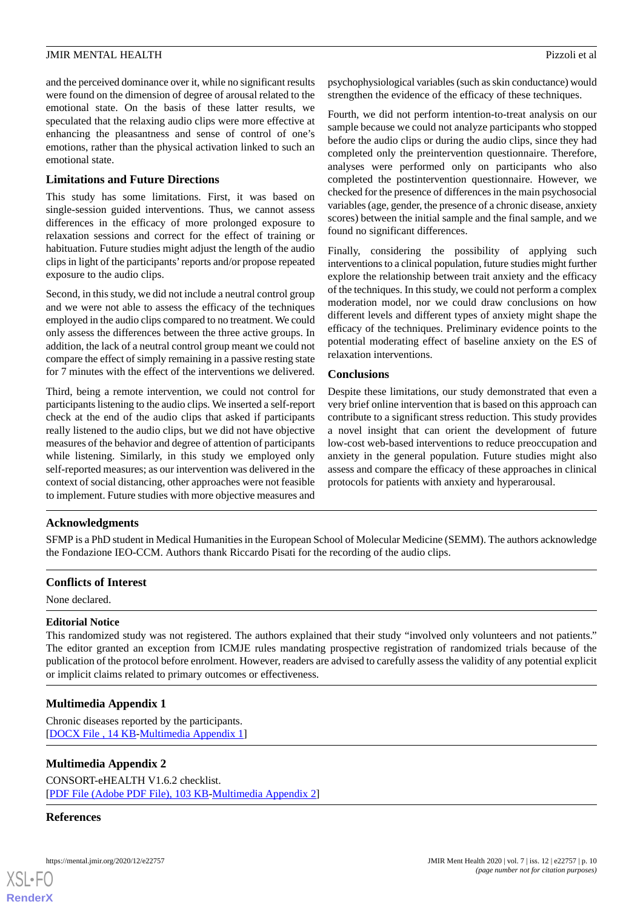and the perceived dominance over it, while no significant results were found on the dimension of degree of arousal related to the emotional state. On the basis of these latter results, we speculated that the relaxing audio clips were more effective at enhancing the pleasantness and sense of control of one's emotions, rather than the physical activation linked to such an emotional state.

### Limitations and Future Directions

This study has some limitations. First, it was based on single-session guided interventions. Thus, we cannot assess differences in the efficacy of more prolonged exposure to relaxation sessions and correct for the effect of training or habituation. Future studies might adjust the length of the audio clips in light of the participants' reports and/or propose repeated exposure to the audio clips.

Second, in this study, we did not include a neutral control group and we were not able to assess the efficacy of the techniques employed in the audio clips compared to no treatment. We could only assess the differences between the three active groups. In addition, the lack of a neutral control group meant we could not compare the effect of simply remaining in a passive resting state for 7 minutes with the effect of the interventions we delivered.

Third, being a remote intervention, we could not control for participants listening to the audio clips. We inserted a self-report check at the end of the audio clips that asked if participants really listened to the audio clips, but we did not have objective measures of the behavior and degree of attention of participants while listening. Similarly, in this study we employed only self-reported measures; as our intervention was delivered in the context of social distancing, other approaches were not feasible to implement. Future studies with more objective measures and psychophysiological variables (such as skin conductance) would strengthen the evidence of the efficacy of these techniques.

Fourth, we did not perform intention-to-treat analysis on our sample because we could not analyze participants who stopped before the audio clips or during the audio clips, since they had completed only the preintervention questionnaire. Therefore, analyses were performed only on participants who also completed the postintervention questionnaire. However, we checked for the presence of differences in the main psychosocial variables (age, gender, the presence of a chronic disease, anxiety scores) between the initial sample and the final sample, and we found no significant differences.

Finally, considering the possibility of applying such interventions to a clinical population, future studies might further explore the relationship between trait anxiety and the efficacy of the techniques. In this study, we could not perform a complex moderation model, nor we could draw conclusions on how different levels and different types of anxiety might shape the efficacy of the techniques. Preliminary evidence points to the potential moderating effect of baseline anxiety on the ES of relaxation interventions.

### Conclusions

Despite these limitations, our study demonstrated that even a very brief online intervention that is based on this approach can contribute to a significant stress reduction. This study provides a novel insight that can orient the development of future low-cost web-based interventions to reduce preoccupation and anxiety in the general population. Future studies might also assess and compare the efficacy of these approaches in clinical protocols for patients with anxiety and hyperarousal.

## Acknowledgments

SFMP is a PhD student in Medical Humanities in the European School of Molecular Medicine (SEMM). The authors acknowledge the Fondazione IEO-CCM. Authors thank Riccardo Pisati for the recording of the audio clips.

## Conflicts of Interest

None declared.

### Editorial Notice

This randomized study was not registered. The authors explained that their study "involved only volunteers and not patients." The editor granted an exception from ICMJE rules mandating prospective registration of randomized trials because of the publication of the protocol before enrolment. However, readers are advised to carefully assess the validity of any potential explicit or implicit claims related to primary outcomes or effectiveness.

## Multimedia Appendix 1

Chronic diseases reported by the participants.
[DOCX File , 14 KB-Multimedia Appendix 1]

## Multimedia Appendix 2

CONSORT-eHEALTH V1.6.2 checklist.
[PDF File (Adobe PDF File), 103 KB-Multimedia Appendix 2]

## References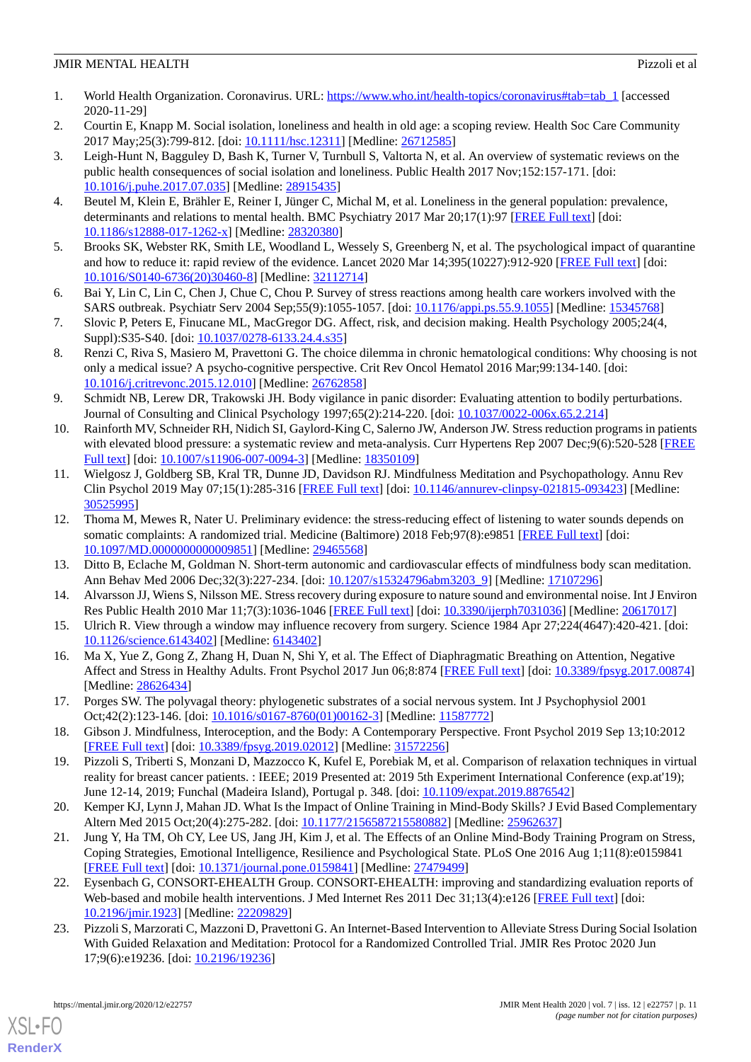1. World Health Organization. Coronavirus. URL: https://www.who.int/health-topics/coronavirus#tab=tab_1 [accessed 2020-11-29]
2. Courtin E, Knapp M. Social isolation, loneliness and health in old age: a scoping review. Health Soc Care Community 2017 May;25(3):799-812. [doi: 10.1111/hsc.12311] [Medline: 26712585]
3. Leigh-Hunt N, Bagguley D, Bash K, Turner V, Turnbull S, Valtorta N, et al. An overview of systematic reviews on the public health consequences of social isolation and loneliness. Public Health 2017 Nov;152:157-171. [doi: 10.1016/j.puhe.2017.07.035] [Medline: 28915435]
4. Beutel M, Klein E, Brähler E, Reiner I, Jünger C, Michal M, et al. Loneliness in the general population: prevalence, determinants and relations to mental health. BMC Psychiatry 2017 Mar 20;17(1):97 [FREE Full text] [doi: 10.1186/s12888-017-1262-x] [Medline: 28320380]
5. Brooks SK, Webster RK, Smith LE, Woodland L, Wessely S, Greenberg N, et al. The psychological impact of quarantine and how to reduce it: rapid review of the evidence. Lancet 2020 Mar 14;395(10227):912-920 [FREE Full text] [doi: 10.1016/S0140-6736(20)30460-8] [Medline: 32112714]
6. Bai Y, Lin C, Lin C, Chen J, Chue C, Chou P. Survey of stress reactions among health care workers involved with the SARS outbreak. Psychiatr Serv 2004 Sep;55(9):1055-1057. [doi: 10.1176/appi.ps.55.9.1055] [Medline: 15345768]
7. Slovic P, Peters E, Finucane ML, MacGregor DG. Affect, risk, and decision making. Health Psychology 2005;24(4, Suppl):S35-S40. [doi: 10.1037/0278-6133.24.4.s35]
8. Renzi C, Riva S, Masiero M, Pravettoni G. The choice dilemma in chronic hematological conditions: Why choosing is not only a medical issue? A psycho-cognitive perspective. Crit Rev Oncol Hematol 2016 Mar;99:134-140. [doi: 10.1016/j.critrevonc.2015.12.010] [Medline: 26762858]
9. Schmidt NB, Lerew DR, Trakowski JH. Body vigilance in panic disorder: Evaluating attention to bodily perturbations. Journal of Consulting and Clinical Psychology 1997;65(2):214-220. [doi: 10.1037/0022-006x.65.2.214]
10. Rainforth MV, Schneider RH, Nidich SI, Gaylord-King C, Salerno JW, Anderson JW. Stress reduction programs in patients with elevated blood pressure: a systematic review and meta-analysis. Curr Hypertens Rep 2007 Dec;9(6):520-528 [FREE Full text] [doi: 10.1007/s11906-007-0094-3] [Medline: 18350109]
11. Wielgosz J, Goldberg SB, Kral TR, Dunne JD, Davidson RJ. Mindfulness Meditation and Psychopathology. Annu Rev Clin Psychol 2019 May 07;15(1):285-316 [FREE Full text] [doi: 10.1146/annurev-clinpsy-021815-093423] [Medline: 30525995]
12. Thoma M, Mewes R, Nater U. Preliminary evidence: the stress-reducing effect of listening to water sounds depends on somatic complaints: A randomized trial. Medicine (Baltimore) 2018 Feb;97(8):e9851 [FREE Full text] [doi: 10.1097/MD.0000000000009851] [Medline: 29465568]
13. Ditto B, Eclache M, Goldman N. Short-term autonomic and cardiovascular effects of mindfulness body scan meditation. Ann Behav Med 2006 Dec;32(3):227-234. [doi: 10.1207/s15324796abm3203_9] [Medline: 17107296]
14. Alvarsson JJ, Wiens S, Nilsson ME. Stress recovery during exposure to nature sound and environmental noise. Int J Environ Res Public Health 2010 Mar 11;7(3):1036-1046 [FREE Full text] [doi: 10.3390/ijerph7031036] [Medline: 20617017]
15. Ulrich R. View through a window may influence recovery from surgery. Science 1984 Apr 27;224(4647):420-421. [doi: 10.1126/science.6143402] [Medline: 6143402]
16. Ma X, Yue Z, Gong Z, Zhang H, Duan N, Shi Y, et al. The Effect of Diaphragmatic Breathing on Attention, Negative Affect and Stress in Healthy Adults. Front Psychol 2017 Jun 06;8:874 [FREE Full text] [doi: 10.3389/fpsyg.2017.00874] [Medline: 28626434]
17. Porges SW. The polyvagal theory: phylogenetic substrates of a social nervous system. Int J Psychophysiol 2001 Oct;42(2):123-146. [doi: 10.1016/s0167-8760(01)00162-3] [Medline: 11587772]
18. Gibson J. Mindfulness, Interoception, and the Body: A Contemporary Perspective. Front Psychol 2019 Sep 13;10:2012 [FREE Full text] [doi: 10.3389/fpsyg.2019.02012] [Medline: 31572256]
19. Pizzoli S, Triberti S, Monzani D, Mazzocco K, Kufel E, Porebiak M, et al. Comparison of relaxation techniques in virtual reality for breast cancer patients. : IEEE; 2019 Presented at: 2019 5th Experiment International Conference (exp.at'19); June 12-14, 2019; Funchal (Madeira Island), Portugal p. 348. [doi: 10.1109/expat.2019.8876542]
20. Kemper KJ, Lynn J, Mahan JD. What Is the Impact of Online Training in Mind-Body Skills? J Evid Based Complementary Altern Med 2015 Oct;20(4):275-282. [doi: 10.1177/2156587215580882] [Medline: 25962637]
21. Jung Y, Ha TM, Oh CY, Lee US, Jang JH, Kim J, et al. The Effects of an Online Mind-Body Training Program on Stress, Coping Strategies, Emotional Intelligence, Resilience and Psychological State. PLoS One 2016 Aug 1;11(8):e0159841 [FREE Full text] [doi: 10.1371/journal.pone.0159841] [Medline: 27479499]
22. Eysenbach G, CONSORT-EHEALTH Group. CONSORT-EHEALTH: improving and standardizing evaluation reports of Web-based and mobile health interventions. J Med Internet Res 2011 Dec 31;13(4):e126 [FREE Full text] [doi: 10.2196/jmir.1923] [Medline: 22209829]
23. Pizzoli S, Marzorati C, Mazzoni D, Pravettoni G. An Internet-Based Intervention to Alleviate Stress During Social Isolation With Guided Relaxation and Meditation: Protocol for a Randomized Controlled Trial. JMIR Res Protoc 2020 Jun 17;9(6):e19236. [doi: 10.2196/19236]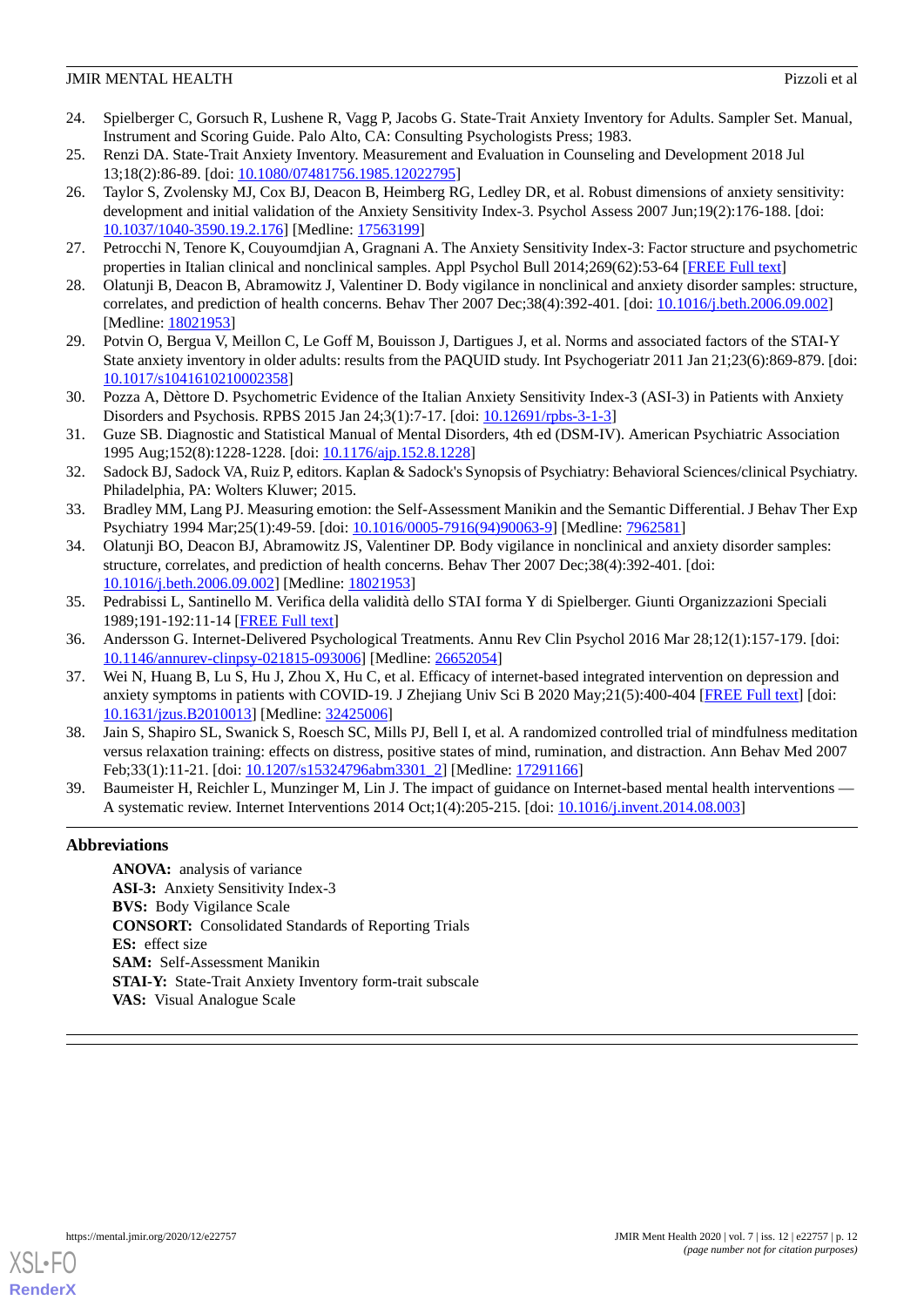24. Spielberger C, Gorsuch R, Lushene R, Vagg P, Jacobs G. State-Trait Anxiety Inventory for Adults. Sampler Set. Manual, Instrument and Scoring Guide. Palo Alto, CA: Consulting Psychologists Press; 1983.
25. Renzi DA. State-Trait Anxiety Inventory. Measurement and Evaluation in Counseling and Development 2018 Jul 13;18(2):86-89. [doi: 10.1080/07481756.1985.12022795]
26. Taylor S, Zvolensky MJ, Cox BJ, Deacon B, Heimberg RG, Ledley DR, et al. Robust dimensions of anxiety sensitivity: development and initial validation of the Anxiety Sensitivity Index-3. Psychol Assess 2007 Jun;19(2):176-188. [doi: 10.1037/1040-3590.19.2.176] [Medline: 17563199]
27. Petrocchi N, Tenore K, Couyoumdjian A, Gragnani A. The Anxiety Sensitivity Index-3: Factor structure and psychometric properties in Italian clinical and nonclinical samples. Appl Psychol Bull 2014;269(62):53-64 [FREE Full text]
28. Olatunji B, Deacon B, Abramowitz J, Valentiner D. Body vigilance in nonclinical and anxiety disorder samples: structure, correlates, and prediction of health concerns. Behav Ther 2007 Dec;38(4):392-401. [doi: 10.1016/j.beth.2006.09.002] [Medline: 18021953]
29. Potvin O, Bergua V, Meillon C, Le Goff M, Bouisson J, Dartigues J, et al. Norms and associated factors of the STAI-Y State anxiety inventory in older adults: results from the PAQUID study. Int Psychogeriatr 2011 Jan 21;23(6):869-879. [doi: 10.1017/s1041610210002358]
30. Pozza A, Dèttore D. Psychometric Evidence of the Italian Anxiety Sensitivity Index-3 (ASI-3) in Patients with Anxiety Disorders and Psychosis. RPBS 2015 Jan 24;3(1):7-17. [doi: 10.12691/rpbs-3-1-3]
31. Guze SB. Diagnostic and Statistical Manual of Mental Disorders, 4th ed (DSM-IV). American Psychiatric Association 1995 Aug;152(8):1228-1228. [doi: 10.1176/ajp.152.8.1228]
32. Sadock BJ, Sadock VA, Ruiz P, editors. Kaplan & Sadock's Synopsis of Psychiatry: Behavioral Sciences/clinical Psychiatry. Philadelphia, PA: Wolters Kluwer; 2015.
33. Bradley MM, Lang PJ. Measuring emotion: the Self-Assessment Manikin and the Semantic Differential. J Behav Ther Exp Psychiatry 1994 Mar;25(1):49-59. [doi: 10.1016/0005-7916(94)90063-9] [Medline: 7962581]
34. Olatunji BO, Deacon BJ, Abramowitz JS, Valentiner DP. Body vigilance in nonclinical and anxiety disorder samples: structure, correlates, and prediction of health concerns. Behav Ther 2007 Dec;38(4):392-401. [doi: 10.1016/j.beth.2006.09.002] [Medline: 18021953]
35. Pedrabissi L, Santinello M. Verifica della validità dello STAI forma Y di Spielberger. Giunti Organizzazioni Speciali 1989;191-192:11-14 [FREE Full text]
36. Andersson G. Internet-Delivered Psychological Treatments. Annu Rev Clin Psychol 2016 Mar 28;12(1):157-179. [doi: 10.1146/annurev-clinpsy-021815-093006] [Medline: 26652054]
37. Wei N, Huang B, Lu S, Hu J, Zhou X, Hu C, et al. Efficacy of internet-based integrated intervention on depression and anxiety symptoms in patients with COVID-19. J Zhejiang Univ Sci B 2020 May;21(5):400-404 [FREE Full text] [doi: 10.1631/jzus.B2010013] [Medline: 32425006]
38. Jain S, Shapiro SL, Swanick S, Roesch SC, Mills PJ, Bell I, et al. A randomized controlled trial of mindfulness meditation versus relaxation training: effects on distress, positive states of mind, rumination, and distraction. Ann Behav Med 2007 Feb;33(1):11-21. [doi: 10.1207/s15324796abm3301_2] [Medline: 17291166]
39. Baumeister H, Reichler L, Munzinger M, Lin J. The impact of guidance on Internet-based mental health interventions — A systematic review. Internet Interventions 2014 Oct;1(4):205-215. [doi: 10.1016/j.invent.2014.08.003]

## Abbreviations

**ANOVA:** analysis of variance
**ASI-3:** Anxiety Sensitivity Index-3
**BVS:** Body Vigilance Scale
**CONSORT:** Consolidated Standards of Reporting Trials
**ES:** effect size
**SAM:** Self-Assessment Manikin
**STAI-Y:** State-Trait Anxiety Inventory form-trait subscale
**VAS:** Visual Analogue Scale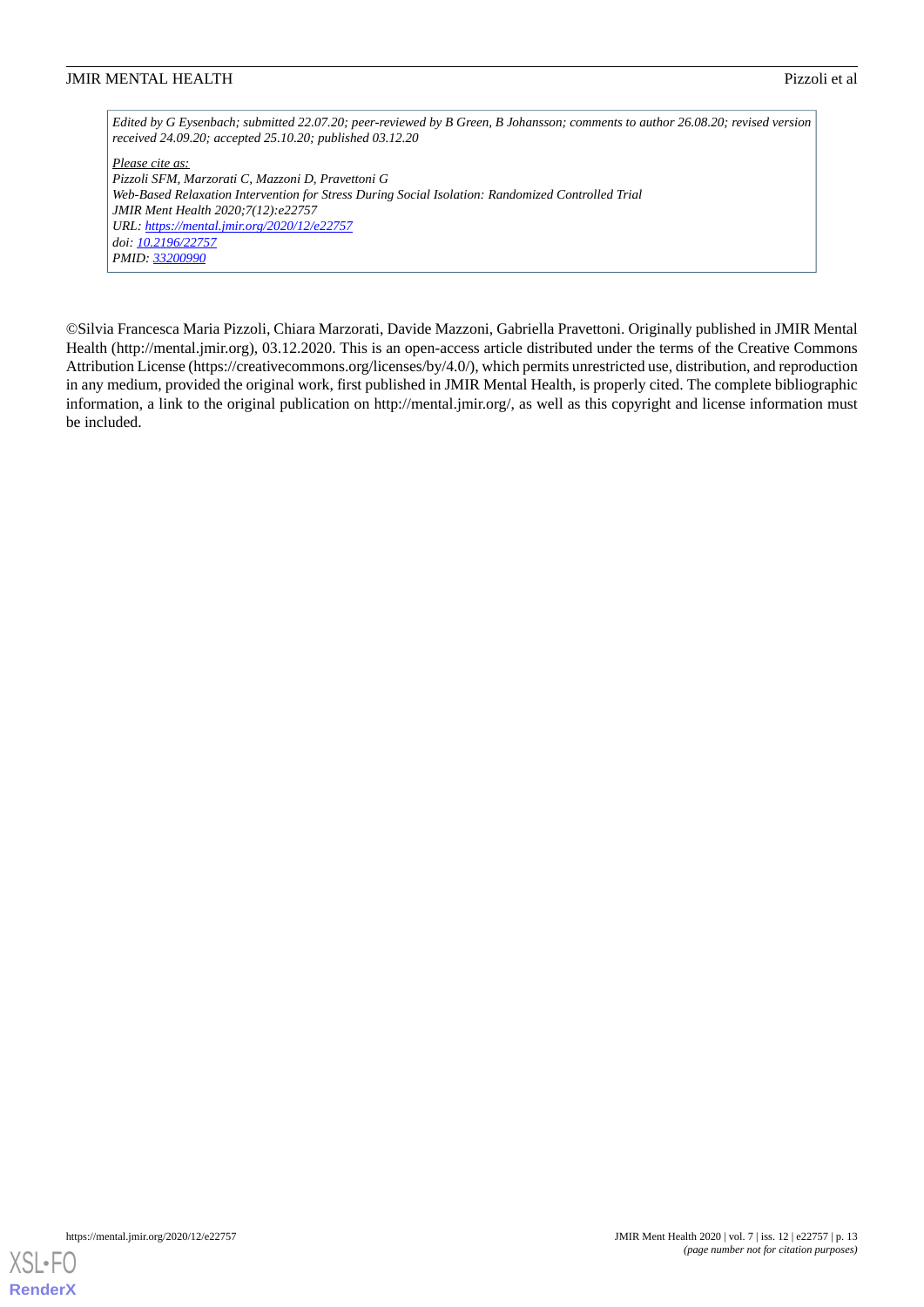*Edited by G Eysenbach; submitted 22.07.20; peer-reviewed by B Green, B Johansson; comments to author 26.08.20; revised version received 24.09.20; accepted 25.10.20; published 03.12.20*

*Please cite as:*
*Pizzoli SFM, Marzorati C, Mazzoni D, Pravettoni G*
*Web-Based Relaxation Intervention for Stress During Social Isolation: Randomized Controlled Trial*
*JMIR Ment Health 2020;7(12):e22757*
*URL: https://mental.jmir.org/2020/12/e22757*
*doi: 10.2196/22757*
*PMID: 33200990*

©Silvia Francesca Maria Pizzoli, Chiara Marzorati, Davide Mazzoni, Gabriella Pravettoni. Originally published in JMIR Mental Health (http://mental.jmir.org), 03.12.2020. This is an open-access article distributed under the terms of the Creative Commons Attribution License (https://creativecommons.org/licenses/by/4.0/), which permits unrestricted use, distribution, and reproduction in any medium, provided the original work, first published in JMIR Mental Health, is properly cited. The complete bibliographic information, a link to the original publication on http://mental.jmir.org/, as well as this copyright and license information must be included.